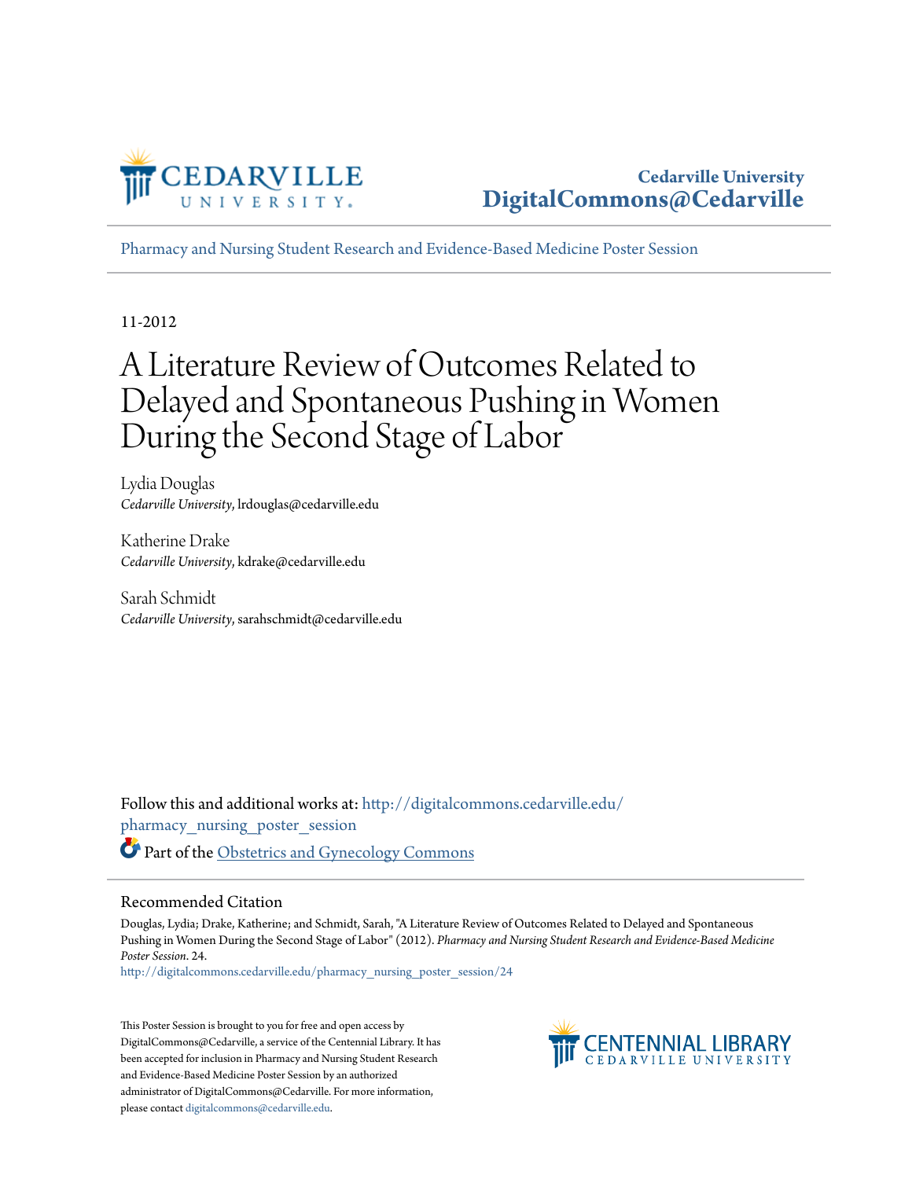Cedarville University
DigitalCommons@Cedarville

Pharmacy and Nursing Student Research and Evidence-Based Medicine Poster Session

11-2012

# A Literature Review of Outcomes Related to Delayed and Spontaneous Pushing in Women During the Second Stage of Labor

Lydia Douglas
*Cedarville University*, lrdouglas@cedarville.edu

Katherine Drake
*Cedarville University*, kdrake@cedarville.edu

Sarah Schmidt
*Cedarville University*, sarahschmidt@cedarville.edu

Follow this and additional works at: http://digitalcommons.cedarville.edu/pharmacy_nursing_poster_session

Part of the Obstetrics and Gynecology Commons

## Recommended Citation

Douglas, Lydia; Drake, Katherine; and Schmidt, Sarah, "A Literature Review of Outcomes Related to Delayed and Spontaneous Pushing in Women During the Second Stage of Labor" (2012). *Pharmacy and Nursing Student Research and Evidence-Based Medicine Poster Session*. 24.
http://digitalcommons.cedarville.edu/pharmacy_nursing_poster_session/24

This Poster Session is brought to you for free and open access by DigitalCommons@Cedarville, a service of the Centennial Library. It has been accepted for inclusion in Pharmacy and Nursing Student Research and Evidence-Based Medicine Poster Session by an authorized administrator of DigitalCommons@Cedarville. For more information, please contact digitalcommons@cedarville.edu.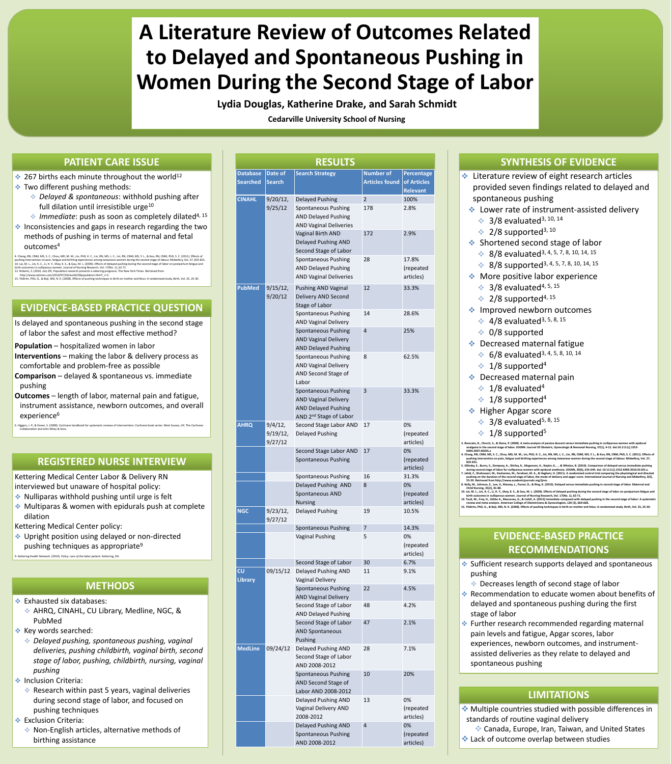# A Literature Review of Outcomes Related to Delayed and Spontaneous Pushing in Women During the Second Stage of Labor

**Lydia Douglas, Katherine Drake, and Sarah Schmidt**

**Cedarville University School of Nursing**

## PATIENT CARE ISSUE

- 267 births each minute throughout the world[12]
- Two different pushing methods:
  - *Delayed & spontaneous*: withhold pushing after full dilation until irresistible urge[10]
  - *Immediate*: push as soon as completely dilated[4, 15]
- Inconsistencies and gaps in research regarding the two methods of pushing in terms of maternal and fetal outcomes[4]

4. Chang, RN, CNM, MS, S. C., Chou, MD, M. M., Lin, PhD, K. C., Lin, RN, MS, L. C., Lin, RN, CNM, MS, Y. L., & Kuo, RN, CNM, PhD, S. C. (2011). Effects of pushing intervention on pain, fatigue and birthing experiences among taiwanese women during the second stage of labour. Midwifery, Vol. 27, 825-831.
10. Lai, M. L., Lin, K. C., Li, H. Y., Shey, K. S., & Gau, M. L. (2009). Effects of delayed pushing during the second stage of labor on postpartum fatigue and birth outcomes in nulliparous women. Journal of Nursing Research, Vol. 17(No. 1), 62-71.
12. Roberts, S. (2010, July 29). Population research presents a sobering prognosis. The New York Times. Retrieved from http://www.nytimes.com/2010/07/30/world/30population.html?_r=2.
15. Yildirim, PhD, G., & Beji, MD, N. K. (2008). Effects of pushing techniques in birth on mother and fetus: A randomized study. Birth, Vol. 35, 25-30.

## EVIDENCE-BASED PRACTICE QUESTION

Is delayed and spontaneous pushing in the second stage of labor the safest and most effective method?

**Population** – hospitalized women in labor

**Interventions** – making the labor & delivery process as comfortable and problem-free as possible

**Comparison** – delayed & spontaneous vs. immediate pushing

**Outcomes** – length of labor, maternal pain and fatigue, instrument assistance, newborn outcomes, and overall experience[6]

6. Higgins, J. P., & Green, S. (2008). Cochrane handbook for systematic reviews of interventions: Cochrane book series. West Sussex, UK: The Cochrane Collaboration and John Wiley & Sons.

## REGISTERED NURSE INTERVIEW

Kettering Medical Center Labor & Delivery RN interviewed but unaware of hospital policy:

- Nulliparas withhold pushing until urge is felt
- Multiparas & women with epidurals push at complete dilation

Kettering Medical Center policy:

- Upright position using delayed or non-directed pushing techniques as appropriate[9]

9. Kettering Health Network. (2010). *Policy: care of the labor patient*. Kettering, OH.

## METHODS

- Exhausted six databases:
  - AHRQ, CINAHL, CU Library, Medline, NGC, & PubMed
- Key words searched:
  - *Delayed pushing, spontaneous pushing, vaginal deliveries, pushing childbirth, vaginal birth, second stage of labor, pushing, childbirth, nursing, vaginal pushing*
- Inclusion Criteria:
  - Research within past 5 years, vaginal deliveries during second stage of labor, and focused on pushing techniques
- Exclusion Criteria:
  - Non-English articles, alternative methods of birthing assistance

## RESULTS

| Database Searched | Date of Search | Search Strategy | Number of Articles found | Percentage of Articles Relevant |
|---|---|---|---|---|
| CINAHL | 9/20/12, 9/25/12 | Delayed Pushing | 2 | 100% |
| | | Spontaneous Pushing AND Delayed Pushing AND Vaginal Deliveries | 178 | 2.8% |
| | | Vaginal Birth AND Delayed Pushing AND Second Stage of Labor | 172 | 2.9% |
| | | Spontaneous Pushing AND Delayed Pushing AND Vaginal Deliveries | 28 | 17.8% (repeated articles) |
| PubMed | 9/15/12, 9/20/12 | Pushing AND Vaginal Delivery AND Second Stage of Labor | 12 | 33.3% |
| | | Spontaneous Pushing AND Vaginal Delivery | 14 | 28.6% |
| | | Spontaneous Pushing AND Vaginal Delivery AND Delayed Pushing | 4 | 25% |
| | | Spontaneous Pushing AND Vaginal Delivery AND Second Stage of Labor | 8 | 62.5% |
| | | Spontaneous Pushing AND Vaginal Delivery AND Delayed Pushing AND 2nd Stage of Labor | 3 | 33.3% |
| AHRQ | 9/4/12, 9/19/12, 9/27/12 | Second Stage Labor AND Delayed Pushing | 17 | 0% (repeated articles) |
| | | Second Stage Labor AND Spontaneous Pushing | 17 | 0% (repeated articles) |
| | | Spontaneous Pushing | 16 | 31.3% |
| | | Delayed Pushing AND Spontaneous AND Nursing | 8 | 0% (repeated articles) |
| NGC | 9/23/12, 9/27/12 | Delayed Pushing | 19 | 10.5% |
| | | Spontaneous Pushing | 7 | 14.3% |
| | | Vaginal Pushing | 5 | 0% (repeated articles) |
| | | Second Stage of Labor | 30 | 6.7% |
| CU Library | 09/15/12 | Delayed Pushing AND Vaginal Delivery | 11 | 9.1% |
| | | Spontaneous Pushing AND Vaginal Delivery | 22 | 4.5% |
| | | Second Stage of Labor AND Delayed Pushing | 48 | 4.2% |
| | | Second Stage of Labor AND Spontaneous Pushing | 47 | 2.1% |
| MedLine | 09/24/12 | Delayed Pushing AND Second Stage of Labor AND 2008-2012 | 28 | 7.1% |
| | | Spontaneous Pushing AND Second Stage of Labor AND 2008-2012 | 10 | 20% |
| | | Delayed Pushing AND Vaginal Delivery AND 2008-2012 | 13 | 0% (repeated articles) |
| | | Delayed Pushing AND Spontaneous Pushing AND 2008-2012 | 4 | 0% (repeated articles) |

## SYNTHESIS OF EVIDENCE

- Literature review of eight research articles provided seven findings related to delayed and spontaneous pushing
  - Lower rate of instrument-assisted delivery
    - 3/8 evaluated[3, 10, 14]
    - 2/8 supported[3, 10]
  - Shortened second stage of labor
    - 8/8 evaluated[3, 4, 5, 7, 8, 10, 14, 15]
    - 8/8 supported[3, 4, 5, 7, 8, 10, 14, 15]
  - More positive labor experience
    - 3/8 evaluated[4, 5, 15]
    - 2/8 supported[4, 15]
  - Improved newborn outcomes
    - 4/8 evaluated[3, 5, 8, 15]
    - 0/8 supported
  - Decreased maternal fatigue
    - 6/8 evaluated[3, 4, 5, 8, 10, 14]
    - 1/8 supported[4]
  - Decreased maternal pain
    - 1/8 evaluated[4]
    - 1/8 supported[4]
  - Higher Apgar score
    - 3/8 evaluated[5, 8, 15]
    - 1/8 supported[5]

3. Brancato, R., Church, S., & Stone, P. (2008). A meta-analysis of passive descent versus immediate pushing in nulliparous women with epidural analgesia in the second stage of labor. JOGNN: Journal Of Obstetric, Gynecologic & Neonatal Nursing, 37(1), 4-12. doi:10.1111/j.1552-6909.2007.00205.x
4. Chang, RN, CNM, MS, S. C., Chou, MD, M. M., Lin, PhD, K. C., Lin, RN, MS, L. C., Lin, RN, CNM, MS, Y. L., & Kuo, RN, CNM, PhD, S. C. (2011). Effects of pushing intervention on pain, fatigue and birthing experiences among taiwanese women during the second stage of labour. Midwifery, Vol. 27, 825-831.
5. Gillesby, E., Burns, S., Dempsey, A., Shirley, K., Mogensen, K., Naylor, K., ... & Whelan, B. (2010). Comparison of delayed versus immediate pushing during second stage of labor for nulliparous women with epidural anesthesia. JOGNN, 39(6), 635-644. doi: 10.1111/j.1552-6909.2010.01195.x
7. Jahdi, F., Shahnazari, M., Kashanian, M., Farahani, M. A., & Haghani, H. (2011). A randomized control trial comparing the physiological and directed pushing on the duration of the second stage of labor, the mode of delivery and apgar score. International Journal of Nursing and Midwifery, 3(5), 55-59. Retrieved from http://www.academicjournals.org/ijnm.
8. Kelly, M., Johnson, E., Lee, V., Massey, L., Purser, D., & Ring, K. (2010). Delayed versus immediate pushing in second stage of labor. Maternal and Child Nursing, 35(2), 81-88.
10. Lai, M. L., Lin, K. C., Li, H. Y., Shey, K. S., & Gau, M. L. (2009). Effects of delayed pushing during the second stage of labor on postpartum fatigue and birth outcomes in nulliparous women. Journal of Nursing Research, Vol. 17(No. 1), 62-71.
14. Tuuli, M., Frey, H., Odibo A., Macones, G., & Cahill, A. (2012) Immediate compared with delayed pushing in the second stage of labor: A systematic review and meta-analysis. American College of Obstetricians & Gynecologists, 120 (3), 660-668.
15. Yildirim, PhD, G., & Beji, MD, N. K. (2008). Effects of pushing techniques in birth on mother and fetus: A randomized study. Birth, Vol. 35, 25-30.

## EVIDENCE-BASED PRACTICE RECOMMENDATIONS

- Sufficient research supports delayed and spontaneous pushing
  - Decreases length of second stage of labor
- Recommendation to educate women about benefits of delayed and spontaneous pushing during the first stage of labor
- Further research recommended regarding maternal pain levels and fatigue, Apgar scores, labor experiences, newborn outcomes, and instrument-assisted deliveries as they relate to delayed and spontaneous pushing

## LIMITATIONS

- Multiple countries studied with possible differences in standards of routine vaginal delivery
  - Canada, Europe, Iran, Taiwan, and United States
- Lack of outcome overlap between studies